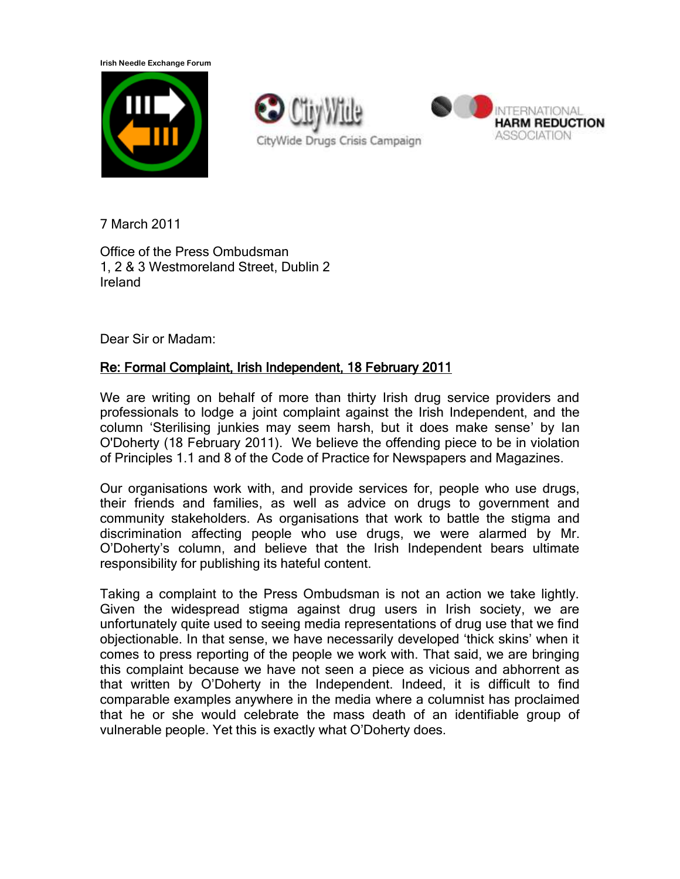Irish Needle Exchange Forum

CityWide Drugs Crisis Campaign

INTERNATIONAL HARM REDUCTION ASSOCIATION

7 March 2011

Office of the Press Ombudsman
1, 2 & 3 Westmoreland Street, Dublin 2
Ireland

Dear Sir or Madam:

**Re: Formal Complaint, Irish Independent, 18 February 2011**

We are writing on behalf of more than thirty Irish drug service providers and professionals to lodge a joint complaint against the Irish Independent, and the column 'Sterilising junkies may seem harsh, but it does make sense' by Ian O'Doherty (18 February 2011). We believe the offending piece to be in violation of Principles 1.1 and 8 of the Code of Practice for Newspapers and Magazines.

Our organisations work with, and provide services for, people who use drugs, their friends and families, as well as advice on drugs to government and community stakeholders. As organisations that work to battle the stigma and discrimination affecting people who use drugs, we were alarmed by Mr. O'Doherty's column, and believe that the Irish Independent bears ultimate responsibility for publishing its hateful content.

Taking a complaint to the Press Ombudsman is not an action we take lightly. Given the widespread stigma against drug users in Irish society, we are unfortunately quite used to seeing media representations of drug use that we find objectionable. In that sense, we have necessarily developed 'thick skins' when it comes to press reporting of the people we work with. That said, we are bringing this complaint because we have not seen a piece as vicious and abhorrent as that written by O'Doherty in the Independent. Indeed, it is difficult to find comparable examples anywhere in the media where a columnist has proclaimed that he or she would celebrate the mass death of an identifiable group of vulnerable people. Yet this is exactly what O'Doherty does.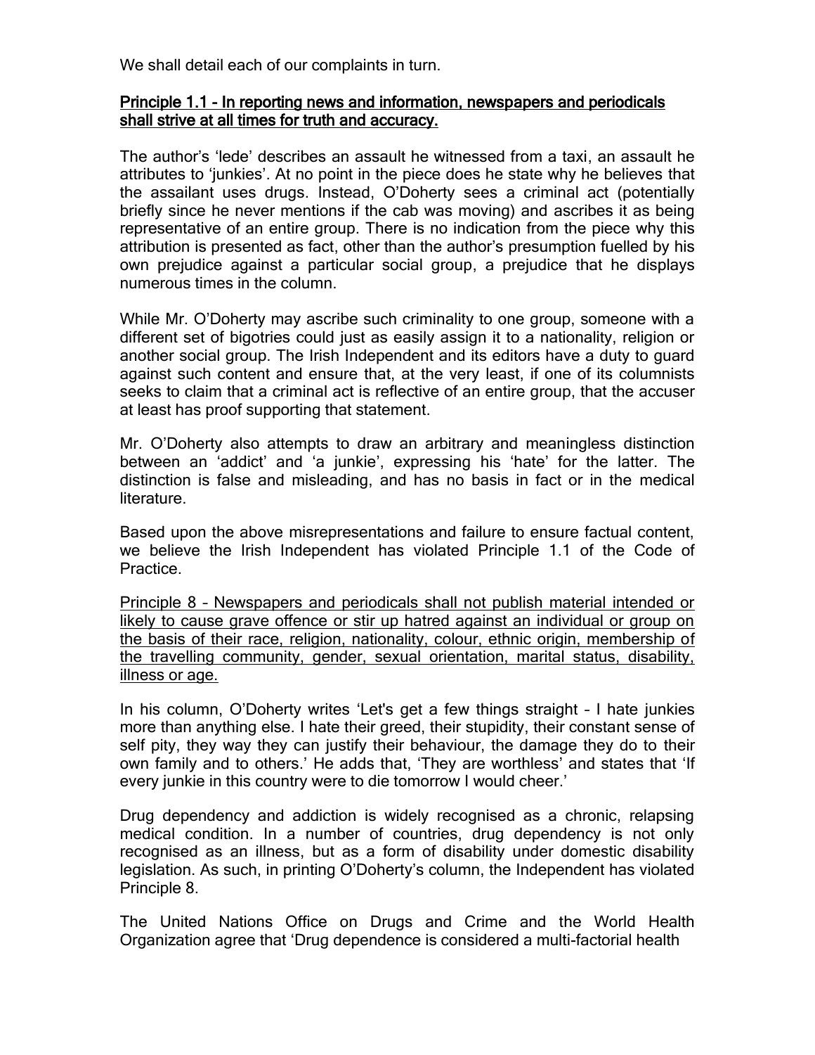We shall detail each of our complaints in turn.

**Principle 1.1 – In reporting news and information, newspapers and periodicals shall strive at all times for truth and accuracy.**

The author's 'lede' describes an assault he witnessed from a taxi, an assault he attributes to 'junkies'. At no point in the piece does he state why he believes that the assailant uses drugs. Instead, O'Doherty sees a criminal act (potentially briefly since he never mentions if the cab was moving) and ascribes it as being representative of an entire group. There is no indication from the piece why this attribution is presented as fact, other than the author's presumption fuelled by his own prejudice against a particular social group, a prejudice that he displays numerous times in the column.

While Mr. O'Doherty may ascribe such criminality to one group, someone with a different set of bigotries could just as easily assign it to a nationality, religion or another social group. The Irish Independent and its editors have a duty to guard against such content and ensure that, at the very least, if one of its columnists seeks to claim that a criminal act is reflective of an entire group, that the accuser at least has proof supporting that statement.

Mr. O'Doherty also attempts to draw an arbitrary and meaningless distinction between an 'addict' and 'a junkie', expressing his 'hate' for the latter. The distinction is false and misleading, and has no basis in fact or in the medical literature.

Based upon the above misrepresentations and failure to ensure factual content, we believe the Irish Independent has violated Principle 1.1 of the Code of Practice.

Principle 8 – Newspapers and periodicals shall not publish material intended or likely to cause grave offence or stir up hatred against an individual or group on the basis of their race, religion, nationality, colour, ethnic origin, membership of the travelling community, gender, sexual orientation, marital status, disability, illness or age.

In his column, O'Doherty writes 'Let's get a few things straight – I hate junkies more than anything else. I hate their greed, their stupidity, their constant sense of self pity, they way they can justify their behaviour, the damage they do to their own family and to others.' He adds that, 'They are worthless' and states that 'If every junkie in this country were to die tomorrow I would cheer.'

Drug dependency and addiction is widely recognised as a chronic, relapsing medical condition. In a number of countries, drug dependency is not only recognised as an illness, but as a form of disability under domestic disability legislation. As such, in printing O'Doherty's column, the Independent has violated Principle 8.

The United Nations Office on Drugs and Crime and the World Health Organization agree that 'Drug dependence is considered a multi-factorial health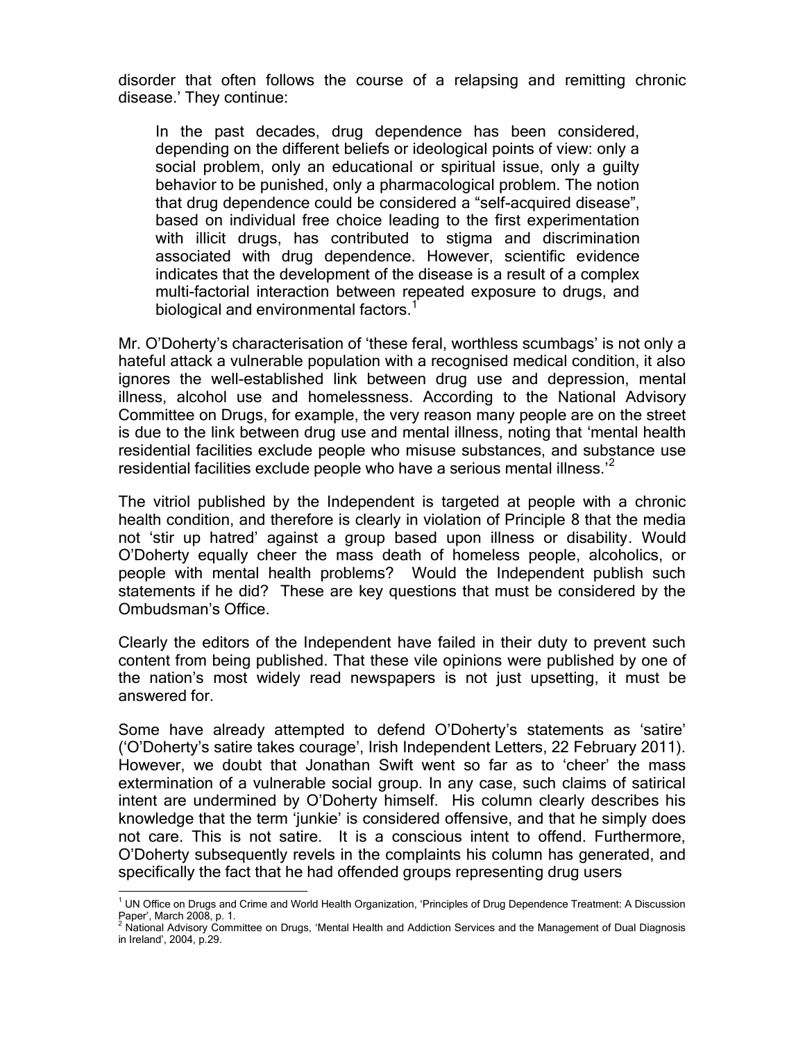disorder that often follows the course of a relapsing and remitting chronic disease.' They continue:

> In the past decades, drug dependence has been considered, depending on the different beliefs or ideological points of view: only a social problem, only an educational or spiritual issue, only a guilty behavior to be punished, only a pharmacological problem. The notion that drug dependence could be considered a "self-acquired disease", based on individual free choice leading to the first experimentation with illicit drugs, has contributed to stigma and discrimination associated with drug dependence. However, scientific evidence indicates that the development of the disease is a result of a complex multi-factorial interaction between repeated exposure to drugs, and biological and environmental factors.[1]

Mr. O'Doherty's characterisation of 'these feral, worthless scumbags' is not only a hateful attack a vulnerable population with a recognised medical condition, it also ignores the well-established link between drug use and depression, mental illness, alcohol use and homelessness. According to the National Advisory Committee on Drugs, for example, the very reason many people are on the street is due to the link between drug use and mental illness, noting that 'mental health residential facilities exclude people who misuse substances, and substance use residential facilities exclude people who have a serious mental illness.'[2]

The vitriol published by the Independent is targeted at people with a chronic health condition, and therefore is clearly in violation of Principle 8 that the media not 'stir up hatred' against a group based upon illness or disability. Would O'Doherty equally cheer the mass death of homeless people, alcoholics, or people with mental health problems? Would the Independent publish such statements if he did? These are key questions that must be considered by the Ombudsman's Office.

Clearly the editors of the Independent have failed in their duty to prevent such content from being published. That these vile opinions were published by one of the nation's most widely read newspapers is not just upsetting, it must be answered for.

Some have already attempted to defend O'Doherty's statements as 'satire' ('O'Doherty's satire takes courage', Irish Independent Letters, 22 February 2011). However, we doubt that Jonathan Swift went so far as to 'cheer' the mass extermination of a vulnerable social group. In any case, such claims of satirical intent are undermined by O'Doherty himself. His column clearly describes his knowledge that the term 'junkie' is considered offensive, and that he simply does not care. This is not satire. It is a conscious intent to offend. Furthermore, O'Doherty subsequently revels in the complaints his column has generated, and specifically the fact that he had offended groups representing drug users

---

[1] UN Office on Drugs and Crime and World Health Organization, 'Principles of Drug Dependence Treatment: A Discussion Paper', March 2008, p. 1.

[2] National Advisory Committee on Drugs, 'Mental Health and Addiction Services and the Management of Dual Diagnosis in Ireland', 2004, p.29.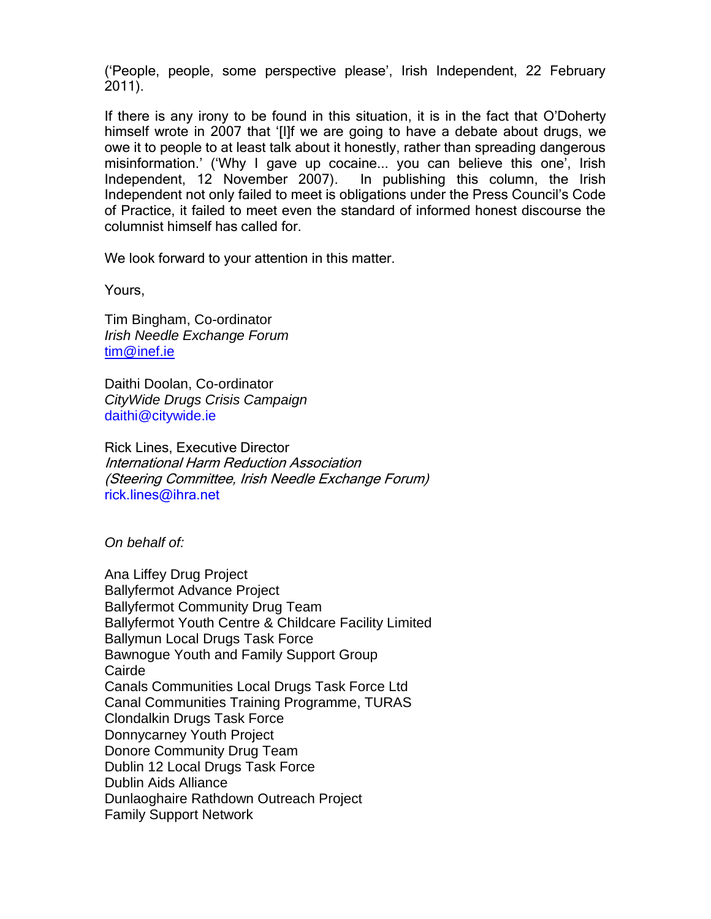('People, people, some perspective please', Irish Independent, 22 February 2011).

If there is any irony to be found in this situation, it is in the fact that O'Doherty himself wrote in 2007 that '[I]f we are going to have a debate about drugs, we owe it to people to at least talk about it honestly, rather than spreading dangerous misinformation.' ('Why I gave up cocaine... you can believe this one', Irish Independent, 12 November 2007). In publishing this column, the Irish Independent not only failed to meet is obligations under the Press Council's Code of Practice, it failed to meet even the standard of informed honest discourse the columnist himself has called for.

We look forward to your attention in this matter.

Yours,

Tim Bingham, Co-ordinator
*Irish Needle Exchange Forum*
tim@inef.ie

Daithi Doolan, Co-ordinator
*CityWide Drugs Crisis Campaign*
daithi@citywide.ie

Rick Lines, Executive Director
*International Harm Reduction Association*
*(Steering Committee, Irish Needle Exchange Forum)*
rick.lines@ihra.net

*On behalf of:*

Ana Liffey Drug Project
Ballyfermot Advance Project
Ballyfermot Community Drug Team
Ballyfermot Youth Centre & Childcare Facility Limited
Ballymun Local Drugs Task Force
Bawnogue Youth and Family Support Group
Cairde
Canals Communities Local Drugs Task Force Ltd
Canal Communities Training Programme, TURAS
Clondalkin Drugs Task Force
Donnycarney Youth Project
Donore Community Drug Team
Dublin 12 Local Drugs Task Force
Dublin Aids Alliance
Dunlaoghaire Rathdown Outreach Project
Family Support Network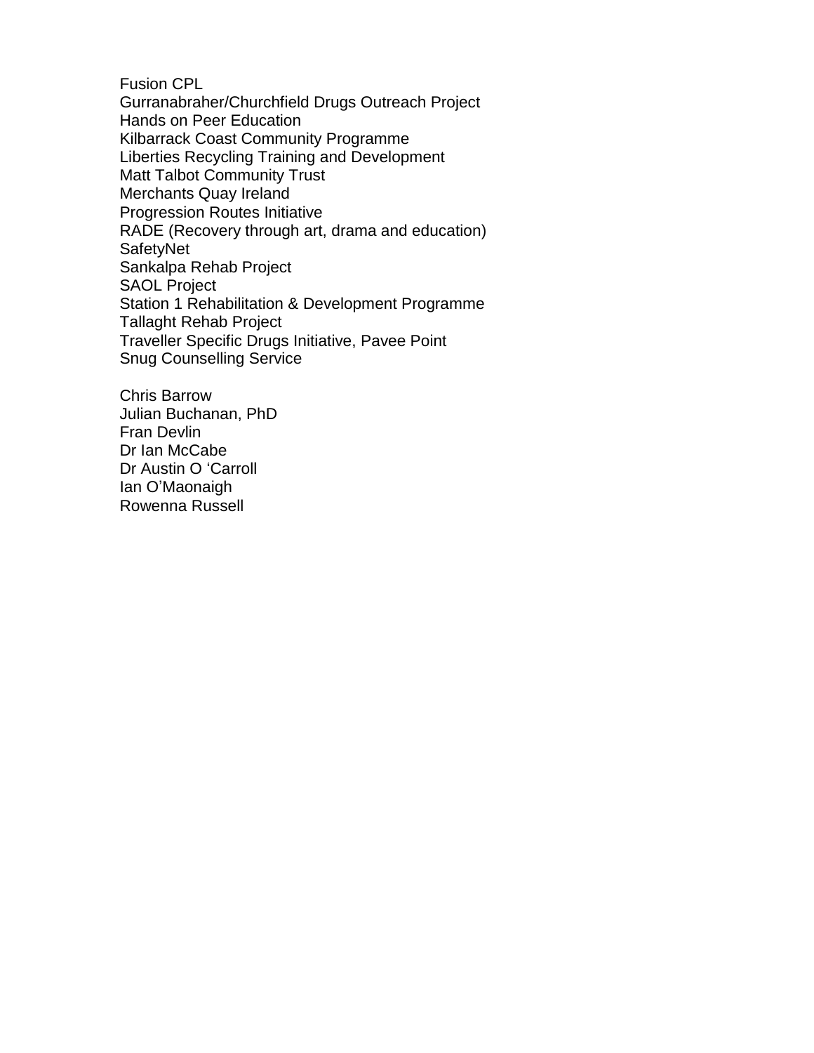Fusion CPL
Gurranabraher/Churchfield Drugs Outreach Project
Hands on Peer Education
Kilbarrack Coast Community Programme
Liberties Recycling Training and Development
Matt Talbot Community Trust
Merchants Quay Ireland
Progression Routes Initiative
RADE (Recovery through art, drama and education)
SafetyNet
Sankalpa Rehab Project
SAOL Project
Station 1 Rehabilitation & Development Programme
Tallaght Rehab Project
Traveller Specific Drugs Initiative, Pavee Point
Snug Counselling Service

Chris Barrow
Julian Buchanan, PhD
Fran Devlin
Dr Ian McCabe
Dr Austin O 'Carroll
Ian O'Maonaigh
Rowenna Russell